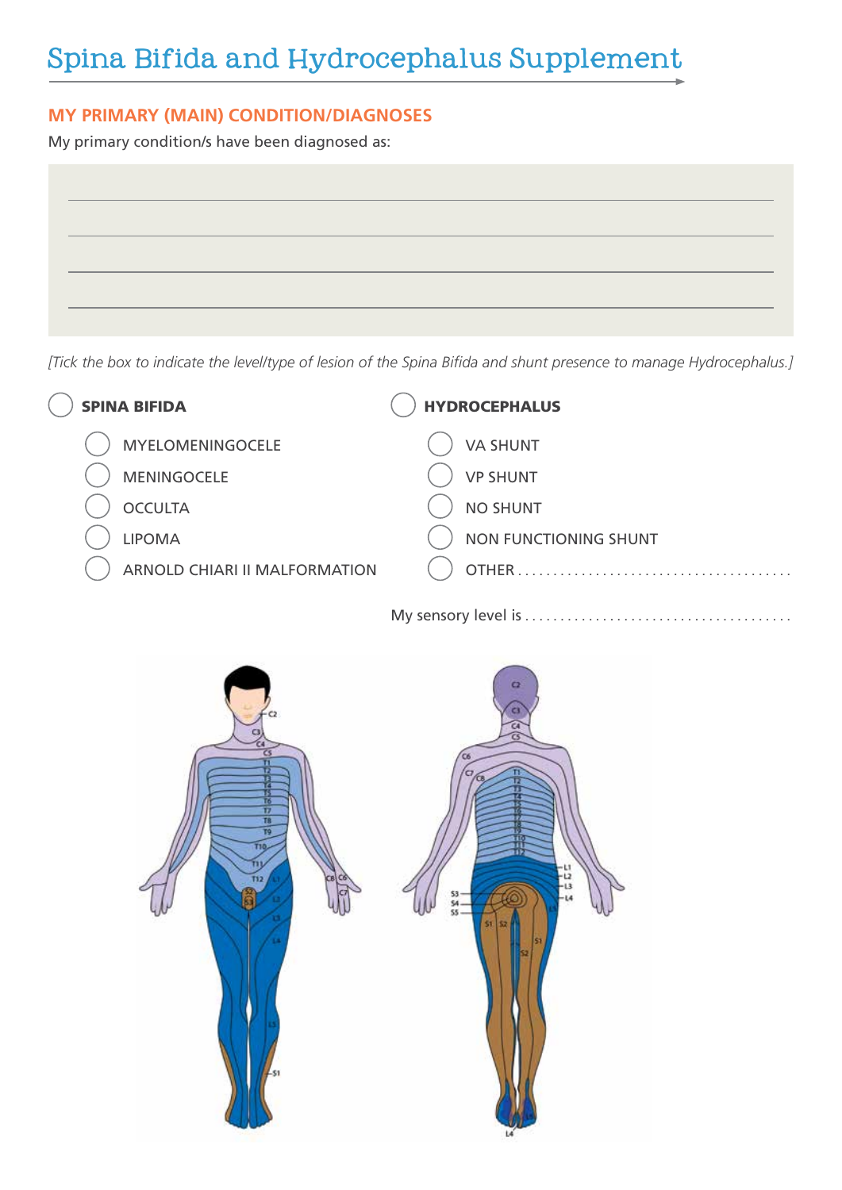# Spina Bifida and Hydrocephalus Supplement

## MY PRIMARY (MAIN) CONDITION/DIAGNOSES

My primary condition/s have been diagnosed as:

_______________________________________________

_______________________________________________

_______________________________________________

_______________________________________________

*[Tick the box to indicate the level/type of lesion of the Spina Bifida and shunt presence to manage Hydrocephalus.]*

- ○ **SPINA BIFIDA**
  - ○ MYELOMENINGOCELE
  - ○ MENINGOCELE
  - ○ OCCULTA
  - ○ LIPOMA
  - ○ ARNOLD CHIARI II MALFORMATION

- ○ **HYDROCEPHALUS**
  - ○ VA SHUNT
  - ○ VP SHUNT
  - ○ NO SHUNT
  - ○ NON FUNCTIONING SHUNT
  - ○ OTHER .......................................

My sensory level is .......................................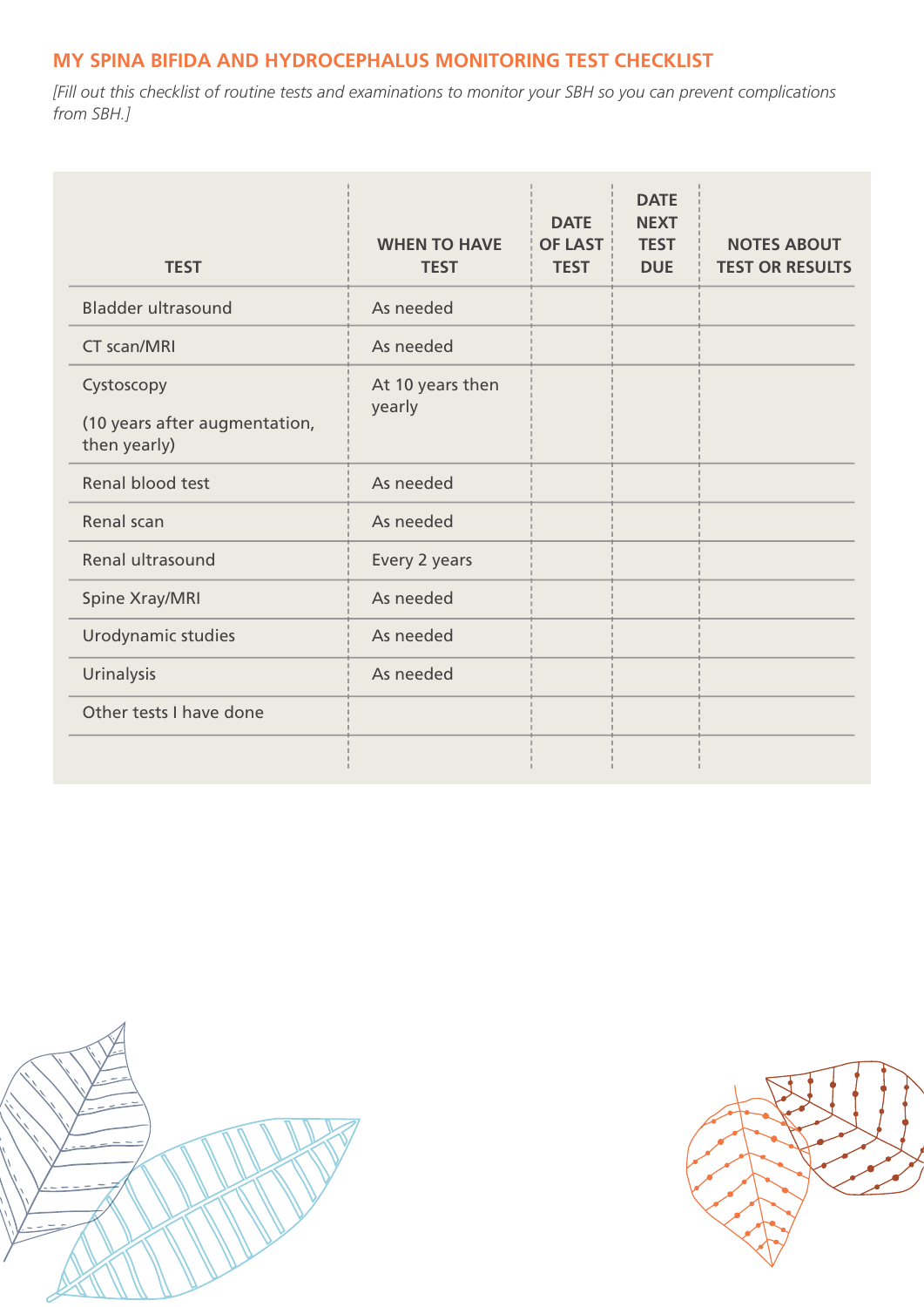## MY SPINA BIFIDA AND HYDROCEPHALUS MONITORING TEST CHECKLIST

*[Fill out this checklist of routine tests and examinations to monitor your SBH so you can prevent complications from SBH.]*

| TEST | WHEN TO HAVE TEST | DATE OF LAST TEST | DATE NEXT TEST DUE | NOTES ABOUT TEST OR RESULTS |
|---|---|---|---|---|
| Bladder ultrasound | As needed | | | |
| CT scan/MRI | As needed | | | |
| Cystoscopy (10 years after augmentation, then yearly) | At 10 years then yearly | | | |
| Renal blood test | As needed | | | |
| Renal scan | As needed | | | |
| Renal ultrasound | Every 2 years | | | |
| Spine Xray/MRI | As needed | | | |
| Urodynamic studies | As needed | | | |
| Urinalysis | As needed | | | |
| Other tests I have done | | | | |
| | | | | |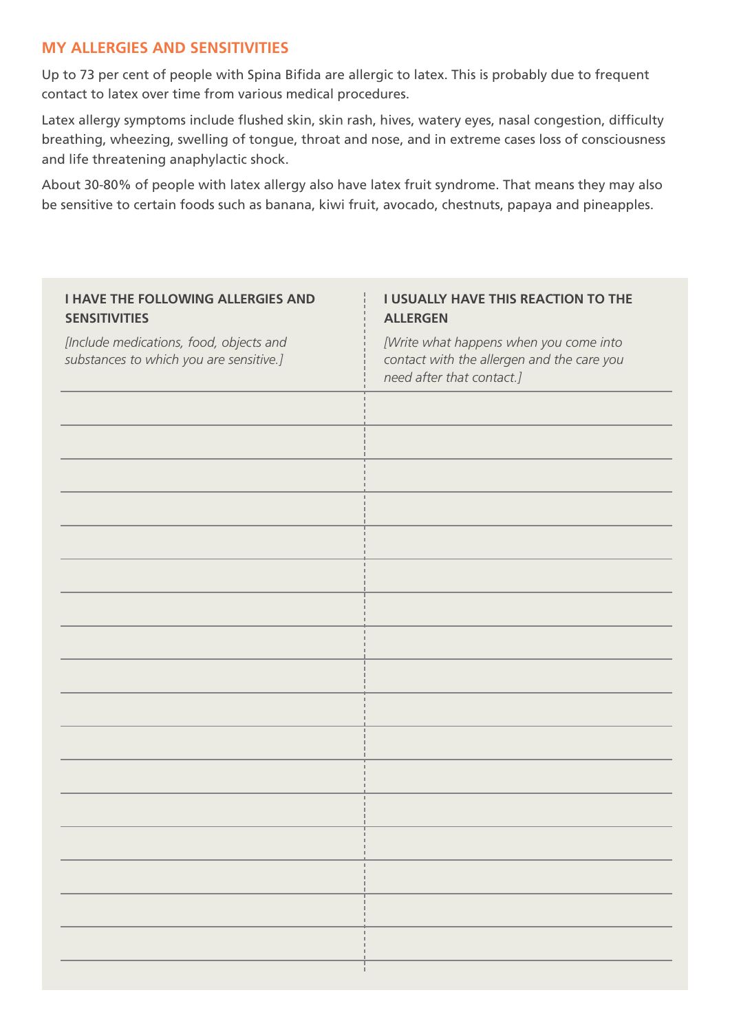## MY ALLERGIES AND SENSITIVITIES

Up to 73 per cent of people with Spina Bifida are allergic to latex. This is probably due to frequent contact to latex over time from various medical procedures.

Latex allergy symptoms include flushed skin, skin rash, hives, watery eyes, nasal congestion, difficulty breathing, wheezing, swelling of tongue, throat and nose, and in extreme cases loss of consciousness and life threatening anaphylactic shock.

About 30-80% of people with latex allergy also have latex fruit syndrome. That means they may also be sensitive to certain foods such as banana, kiwi fruit, avocado, chestnuts, papaya and pineapples.

| **I HAVE THE FOLLOWING ALLERGIES AND SENSITIVITIES** *[Include medications, food, objects and substances to which you are sensitive.]* | **I USUALLY HAVE THIS REACTION TO THE ALLERGEN** *[Write what happens when you come into contact with the allergen and the care you need after that contact.]* |
|---|---|
| | |
| | |
| | |
| | |
| | |
| | |
| | |
| | |
| | |
| | |
| | |
| | |
| | |
| | |
| | |
| | |
| | |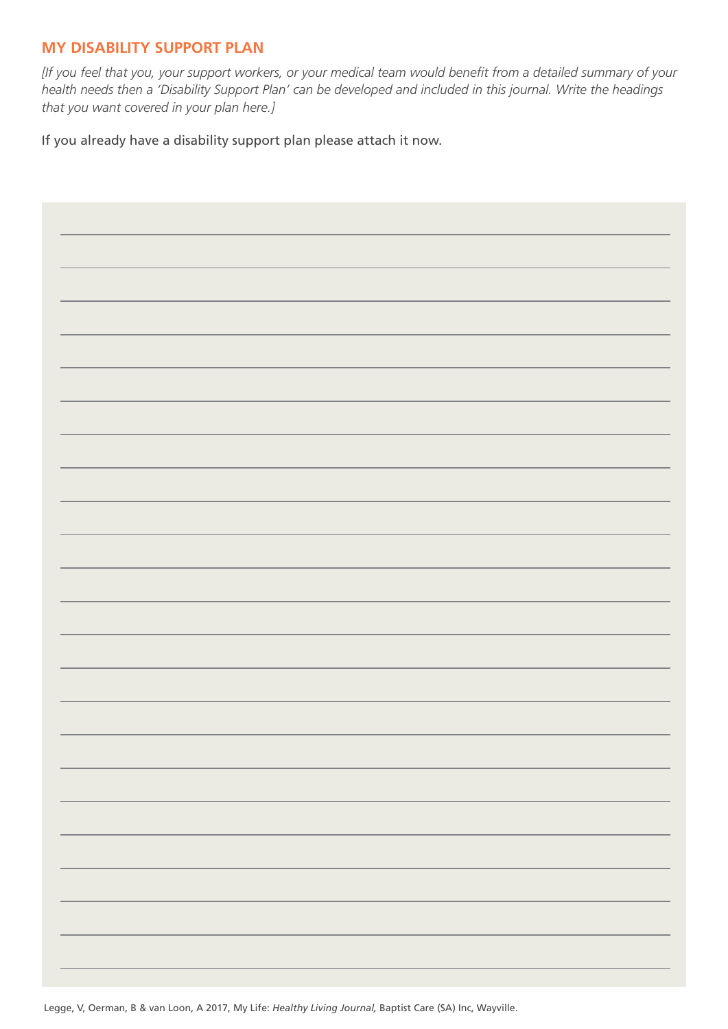## MY DISABILITY SUPPORT PLAN

*[If you feel that you, your support workers, or your medical team would benefit from a detailed summary of your health needs then a 'Disability Support Plan' can be developed and included in this journal. Write the headings that you want covered in your plan here.]*

If you already have a disability support plan please attach it now.

Legge, V, Oerman, B & van Loon, A 2017, My Life: *Healthy Living Journal*, Baptist Care (SA) Inc, Wayville.